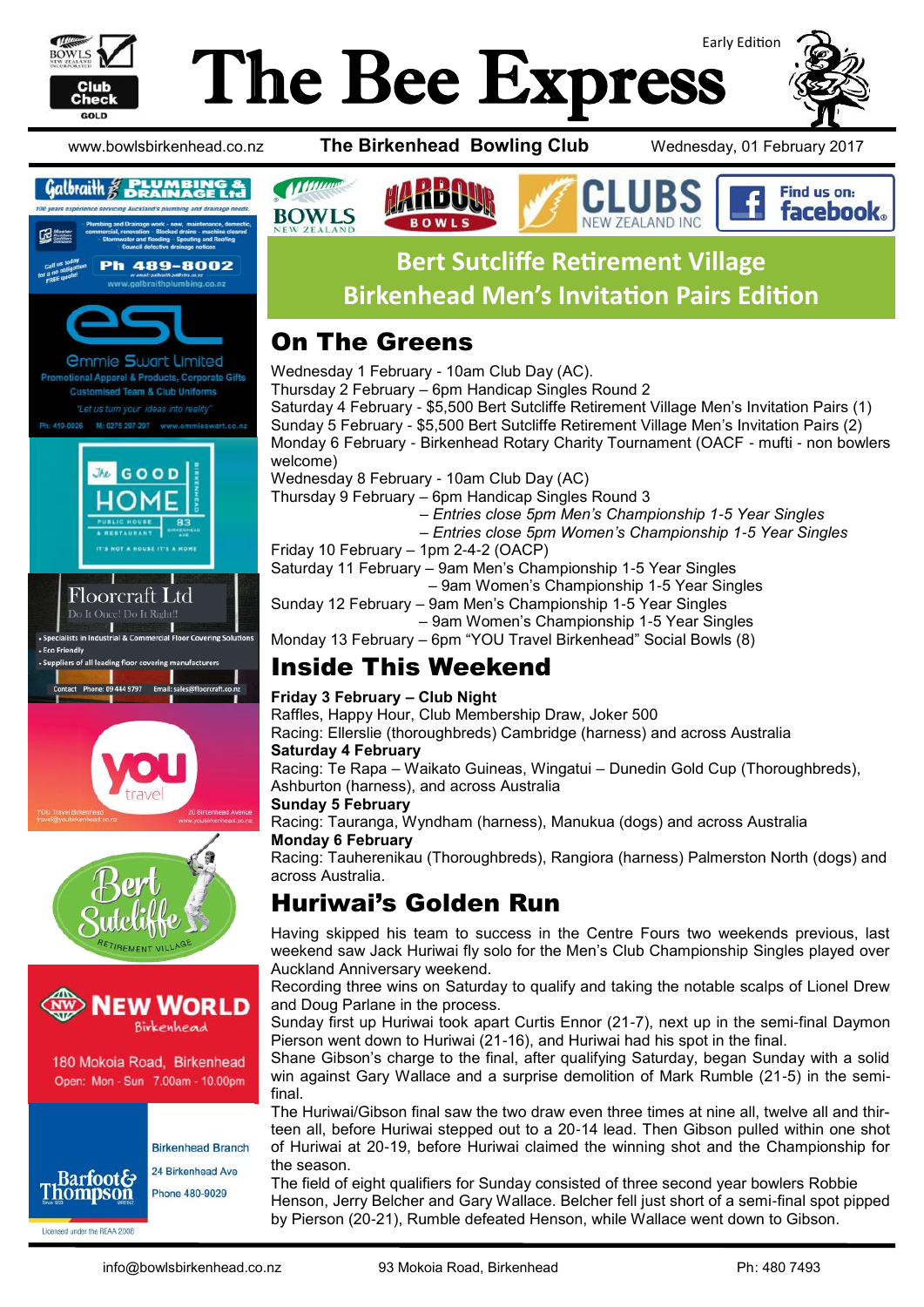# The Bee Express

Early Edition

www.bowlsbirkenhead.co.nz **The Birkenhead Bowling Club** Wednesday, 01 February 2017

## Bert Sutcliffe Retirement Village Birkenhead Men's Invitation Pairs Edition

## On The Greens

Wednesday 1 February - 10am Club Day (AC).
Thursday 2 February – 6pm Handicap Singles Round 2
Saturday 4 February - $5,500 Bert Sutcliffe Retirement Village Men's Invitation Pairs (1)
Sunday 5 February - $5,500 Bert Sutcliffe Retirement Village Men's Invitation Pairs (2)
Monday 6 February - Birkenhead Rotary Charity Tournament (OACF - mufti - non bowlers welcome)
Wednesday 8 February - 10am Club Day (AC)
Thursday 9 February – 6pm Handicap Singles Round 3
– *Entries close 5pm Men's Championship 1-5 Year Singles*
– *Entries close 5pm Women's Championship 1-5 Year Singles*
Friday 10 February – 1pm 2-4-2 (OACP)
Saturday 11 February – 9am Men's Championship 1-5 Year Singles
– 9am Women's Championship 1-5 Year Singles
Sunday 12 February – 9am Men's Championship 1-5 Year Singles
– 9am Women's Championship 1-5 Year Singles
Monday 13 February – 6pm "YOU Travel Birkenhead" Social Bowls (8)

## Inside This Weekend

**Friday 3 February – Club Night**
Raffles, Happy Hour, Club Membership Draw, Joker 500
Racing: Ellerslie (thoroughbreds) Cambridge (harness) and across Australia
**Saturday 4 February**
Racing: Te Rapa – Waikato Guineas, Wingatui – Dunedin Gold Cup (Thoroughbreds), Ashburton (harness), and across Australia
**Sunday 5 February**
Racing: Tauranga, Wyndham (harness), Manukua (dogs) and across Australia
**Monday 6 February**
Racing: Tauherenikau (Thoroughbreds), Rangiora (harness) Palmerston North (dogs) and across Australia.

## Huriwai's Golden Run

Having skipped his team to success in the Centre Fours two weekends previous, last weekend saw Jack Huriwai fly solo for the Men's Club Championship Singles played over Auckland Anniversary weekend.

Recording three wins on Saturday to qualify and taking the notable scalps of Lionel Drew and Doug Parlane in the process.

Sunday first up Huriwai took apart Curtis Ennor (21-7), next up in the semi-final Daymon Pierson went down to Huriwai (21-16), and Huriwai had his spot in the final.

Shane Gibson's charge to the final, after qualifying Saturday, began Sunday with a solid win against Gary Wallace and a surprise demolition of Mark Rumble (21-5) in the semi-final.

The Huriwai/Gibson final saw the two draw even three times at nine all, twelve all and thirteen all, before Huriwai stepped out to a 20-14 lead. Then Gibson pulled within one shot of Huriwai at 20-19, before Huriwai claimed the winning shot and the Championship for the season.

The field of eight qualifiers for Sunday consisted of three second year bowlers Robbie Henson, Jerry Belcher and Gary Wallace. Belcher fell just short of a semi-final spot pipped by Pierson (20-21), Rumble defeated Henson, while Wallace went down to Gibson.

---

**Galbraith Plumbing & Drainage Ltd** — 100 years experience servicing Auckland's plumbing and drainage needs. Plumbing and Drainage work - new, maintenance, domestic, commercial, renovation · Blocked drains - machine cleared · Stormwater and flooding · Spouting and Roofing · Council defective drainage notices. Call us today for a no obligation FREE quote! Ph 489-8002 · www.galbraithplumbing.co.nz

**Emmie Swart Limited** — Promotional Apparel & Products, Corporate Gifts · Customised Team & Club Uniforms · "Let us turn your ideas into reality" · Ph: 410-0926 M: 0275 207 207 www.emmieswart.co.nz

**The Good Home** — Public House & Restaurant · 83 Birkenhead Ave · It's not a house it's a home

**Floorcraft Ltd** — Do It Once! Do It Right!! · Specialists in Industrial & Commercial Floor Covering Solutions · Eco Friendly · Suppliers of all leading floor covering manufacturers · Contact Phone: 09 444 9797 Email: sales@floorcraft.co.nz

**YOU travel** — YOU Travel Birkenhead, 20 Birkenhead Avenue · travel@youbirkenhead.co.nz · www.youbirkenhead.co.nz

**Bert Sutcliffe Retirement Village**

**New World Birkenhead** — 180 Mokoia Road, Birkenhead · Open: Mon - Sun 7.00am - 10.00pm

**Barfoot & Thompson** — Birkenhead Branch · 24 Birkenhead Ave · Phone 480-9029 · Licensed under the REAA 2008

---

info@bowlsbirkenhead.co.nz 93 Mokoia Road, Birkenhead Ph: 480 7493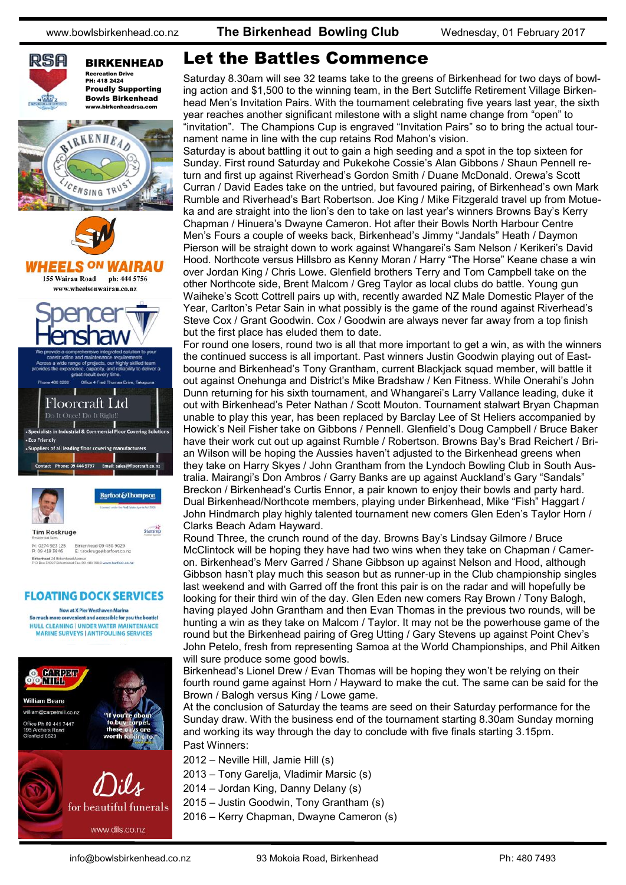# Let the Battles Commence

Saturday 8.30am will see 32 teams take to the greens of Birkenhead for two days of bowling action and $1,500 to the winning team, in the Bert Sutcliffe Retirement Village Birkenhead Men's Invitation Pairs. With the tournament celebrating five years last year, the sixth year reaches another significant milestone with a slight name change from "open" to "invitation". The Champions Cup is engraved "Invitation Pairs" so to bring the actual tournament name in line with the cup retains Rod Mahon's vision.

Saturday is about battling it out to gain a high seeding and a spot in the top sixteen for Sunday. First round Saturday and Pukekohe Cossie's Alan Gibbons / Shaun Pennell return and first up against Riverhead's Gordon Smith / Duane McDonald. Orewa's Scott Curran / David Eades take on the untried, but favoured pairing, of Birkenhead's own Mark Rumble and Riverhead's Bart Robertson. Joe King / Mike Fitzgerald travel up from Motueka and are straight into the lion's den to take on last year's winners Browns Bay's Kerry Chapman / Hinuera's Dwayne Cameron. Hot after their Bowls North Harbour Centre Men's Fours a couple of weeks back, Birkenhead's Jimmy "Jandals" Heath / Daymon Pierson will be straight down to work against Whangarei's Sam Nelson / Kerikeri's David Hood. Northcote versus Hillsbro as Kenny Moran / Harry "The Horse" Keane chase a win over Jordan King / Chris Lowe. Glenfield brothers Terry and Tom Campbell take on the other Northcote side, Brent Malcom / Greg Taylor as local clubs do battle. Young gun Waiheke's Scott Cottrell pairs up with, recently awarded NZ Male Domestic Player of the Year, Carlton's Petar Sain in what possibly is the game of the round against Riverhead's Steve Cox / Grant Goodwin. Cox / Goodwin are always never far away from a top finish but the first place has eluded them to date.

For round one losers, round two is all that more important to get a win, as with the winners the continued success is all important. Past winners Justin Goodwin playing out of Eastbourne and Birkenhead's Tony Grantham, current Blackjack squad member, will battle it out against Onehunga and District's Mike Bradshaw / Ken Fitness. While Onerahi's John Dunn returning for his sixth tournament, and Whangarei's Larry Vallance leading, duke it out with Birkenhead's Peter Nathan / Scott Mouton. Tournament stalwart Bryan Chapman unable to play this year, has been replaced by Barclay Lee of St Heliers accompanied by Howick's Neil Fisher take on Gibbons / Pennell. Glenfield's Doug Campbell / Bruce Baker have their work cut out up against Rumble / Robertson. Browns Bay's Brad Reichert / Brian Wilson will be hoping the Aussies haven't adjusted to the Birkenhead greens when they take on Harry Skyes / John Grantham from the Lyndoch Bowling Club in South Australia. Mairangi's Don Ambros / Garry Banks are up against Auckland's Gary "Sandals" Breckon / Birkenhead's Curtis Ennor, a pair known to enjoy their bowls and party hard. Dual Birkenhead/Northcote members, playing under Birkenhead, Mike "Fish" Haggart / John Hindmarch play highly talented tournament new comers Glen Eden's Taylor Horn / Clarks Beach Adam Hayward.

Round Three, the crunch round of the day. Browns Bay's Lindsay Gilmore / Bruce McClintock will be hoping they have had two wins when they take on Chapman / Cameron. Birkenhead's Merv Garred / Shane Gibbson up against Nelson and Hood, although Gibbson hasn't play much this season but as runner-up in the Club championship singles last weekend and with Garred off the front this pair is on the radar and will hopefully be looking for their third win of the day. Glen Eden new comers Ray Brown / Tony Balogh, having played John Grantham and then Evan Thomas in the previous two rounds, will be hunting a win as they take on Malcom / Taylor. It may not be the powerhouse game of the round but the Birkenhead pairing of Greg Utting / Gary Stevens up against Point Chev's John Petelo, fresh from representing Samoa at the World Championships, and Phil Aitken will sure produce some good bowls.

Birkenhead's Lionel Drew / Evan Thomas will be hoping they won't be relying on their fourth round game against Horn / Hayward to make the cut. The same can be said for the Brown / Balogh versus King / Lowe game.

At the conclusion of Saturday the teams are seed on their Saturday performance for the Sunday draw. With the business end of the tournament starting 8.30am Sunday morning and working its way through the day to conclude with five finals starting 3.15pm.

Past Winners:

2012 – Neville Hill, Jamie Hill (s)

2013 – Tony Garelja, Vladimir Marsic (s)

2014 – Jordan King, Danny Delany (s)

2015 – Justin Goodwin, Tony Grantham (s)

2016 – Kerry Chapman, Dwayne Cameron (s)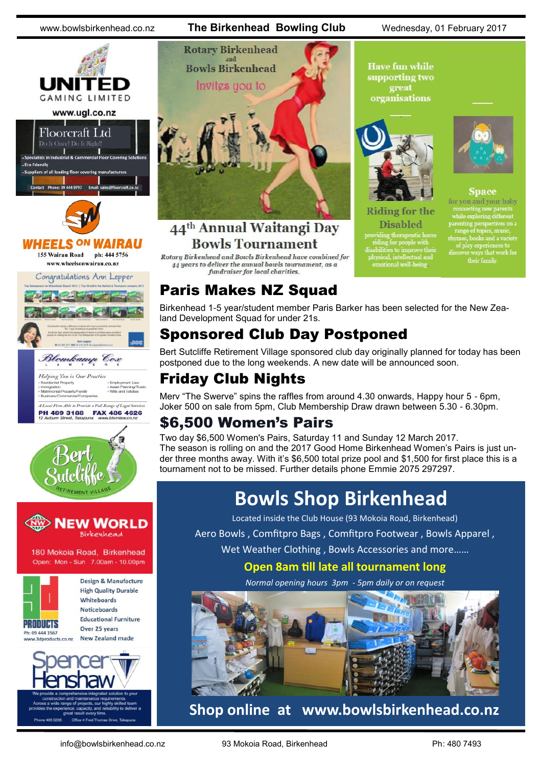UNITED GAMING LIMITED
www.ugl.co.nz

Floorcraft Ltd
Do It Once! Do It Right!!
- Specialists in Industrial & Commercial Floor Covering Solutions
- Eco Friendly
- Suppliers of all leading floor covering manufacturers

Contact Phone: 09 444 9797 Email: sales@floorcraft.co.nz

WHEELS ON WAIRAU
155 Wairau Road ph: 444 5756
www.wheelsonwairau.co.nz

Congratulations Ann Lepper

Blomkamp Cox
LAWYERS

Helping You is Our Practice
- Residential Property
- Immigration
- Matrimonial Property/Family
- Business/Commercial/Companies
- Employment Law
- Asset Planning/Trusts
- Wills and Estates

A Local Firm Able to Provide a Full Range of Legal Services
PH 489 3188 FAX 486 4626
12 Auburn Street, Takapuna www.blomlaw.co.nz

Bert Sutcliffe Retirement Village

NEW WORLD Birkenhead
180 Mokoia Road, Birkenhead
Open: Mon - Sun 7.00am - 10.00pm

3D PRODUCTS
Ph: 09 444 1567
www.3dproducts.co.nz
Design & Manufacture
High Quality Durable
Whiteboards
Noticeboards
Educational Furniture
Over 25 years
New Zealand made

Spencer Henshaw
We provide a comprehensive integrated solution to your construction and maintenance requirements. Across a wide range of projects, our highly skilled team provides the experience, capacity, and reliability to deliver a great result every time.
Phone 486 0288 Office 4 Fred Thomas Drive, Takapuna

Rotary Birkenhead and Bowls Birkenhead

Invites you to

# 44th Annual Waitangi Day Bowls Tournament

*Rotary Birkenhead and Bowls Birkenhead have combined for 44 years to deliver the annual bowls tournament, as a fundraiser for local charities.*

Have fun while supporting two great organisations

**Riding for the Disabled**
providing therapeutic horse riding for people with disabilities to improve their physical, intellectual and emotional well-being

**Space**
for you and your baby connecting new parents while exploring different parenting perspectives on a range of topics, music, rhymes, books and a variety of play experiences to discover ways that work for their family.

## Paris Makes NZ Squad

Birkenhead 1-5 year/student member Paris Barker has been selected for the New Zealand Development Squad for under 21s.

## Sponsored Club Day Postponed

Bert Sutcliffe Retirement Village sponsored club day originally planned for today has been postponed due to the long weekends. A new date will be announced soon.

## Friday Club Nights

Merv "The Swerve" spins the raffles from around 4.30 onwards, Happy hour 5 - 6pm, Joker 500 on sale from 5pm, Club Membership Draw drawn between 5.30 - 6.30pm.

## $6,500 Women's Pairs

Two day $6,500 Women's Pairs, Saturday 11 and Sunday 12 March 2017.
The season is rolling on and the 2017 Good Home Birkenhead Women's Pairs is just under three months away. With it's $6,500 total prize pool and $1,500 for first place this is a tournament not to be missed. Further details phone Emmie 2075 297297.

## Bowls Shop Birkenhead

Located inside the Club House (93 Mokoia Road, Birkenhead)

Aero Bowls, Comfitpro Bags, Comfitpro Footwear, Bowls Apparel, Wet Weather Clothing, Bowls Accessories and more……

**Open 8am till late all tournament long**

*Normal opening hours 3pm - 5pm daily or on request*

**Shop online at www.bowlsbirkenhead.co.nz**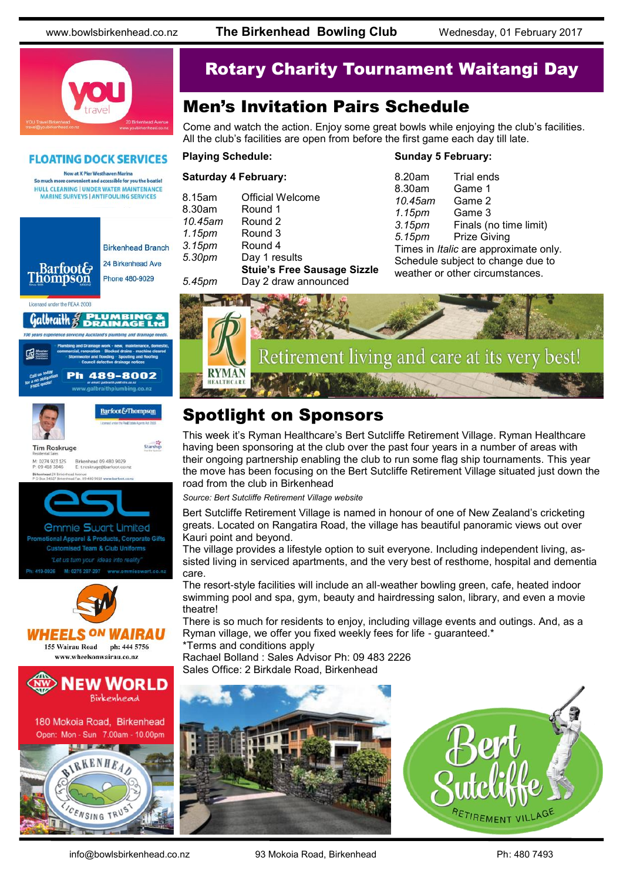# Rotary Charity Tournament Waitangi Day

## Men's Invitation Pairs Schedule

Come and watch the action. Enjoy some great bowls while enjoying the club's facilities. All the club's facilities are open from before the first game each day till late.

**Playing Schedule:**

**Saturday 4 February:**

| | |
|---|---|
| 8.15am | Official Welcome |
| 8.30am | Round 1 |
| *10.45am* | Round 2 |
| *1.15pm* | Round 3 |
| *3.15pm* | Round 4 |
| *5.30pm* | Day 1 results<br>**Stuie's Free Sausage Sizzle** |
| *5.45pm* | Day 2 draw announced |

**Sunday 5 February:**

| | |
|---|---|
| 8.20am | Trial ends |
| 8.30am | Game 1 |
| *10.45am* | Game 2 |
| *1.15pm* | Game 3 |
| *3.15pm* | Finals (no time limit) |
| *5.15pm* | Prize Giving |

Times in *Italic* are approximate only. Schedule subject to change due to weather or other circumstances.

## Spotlight on Sponsors

This week it's Ryman Healthcare's Bert Sutcliffe Retirement Village. Ryman Healthcare having been sponsoring at the club over the past four years in a number of areas with their ongoing partnership enabling the club to run some flag ship tournaments. This year the move has been focusing on the Bert Sutcliffe Retirement Village situated just down the road from the club in Birkenhead

*Source: Bert Sutcliffe Retirement Village website*

Bert Sutcliffe Retirement Village is named in honour of one of New Zealand's cricketing greats. Located on Rangatira Road, the village has beautiful panoramic views out over Kauri point and beyond.

The village provides a lifestyle option to suit everyone. Including independent living, assisted living in serviced apartments, and the very best of resthome, hospital and dementia care.

The resort-style facilities will include an all-weather bowling green, cafe, heated indoor swimming pool and spa, gym, beauty and hairdressing salon, library, and even a movie theatre!

There is so much for residents to enjoy, including village events and outings. And, as a Ryman village, we offer you fixed weekly fees for life - guaranteed.*

*Terms and conditions apply

Rachael Bolland : Sales Advisor Ph: 09 483 2226

Sales Office: 2 Birkdale Road, Birkenhead